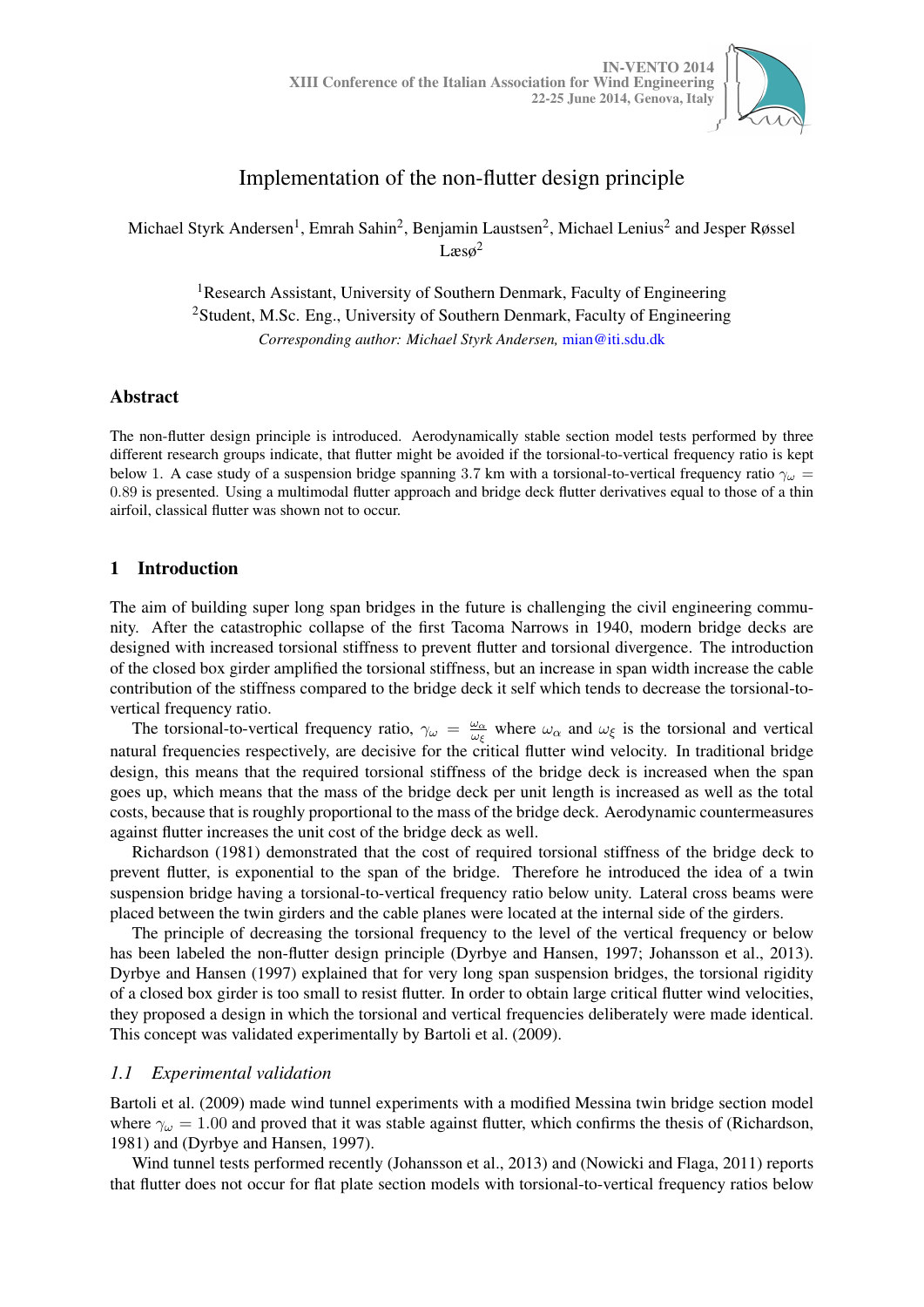# Implementation of the non-flutter design principle

Michael Styrk Andersen[1], Emrah Sahin[2], Benjamin Laustsen[2], Michael Lenius[2] and Jesper Røssel Læsø[2]

[1]Research Assistant, University of Southern Denmark, Faculty of Engineering
[2]Student, M.Sc. Eng., University of Southern Denmark, Faculty of Engineering
*Corresponding author: Michael Styrk Andersen,* mian@iti.sdu.dk

## Abstract

The non-flutter design principle is introduced. Aerodynamically stable section model tests performed by three different research groups indicate, that flutter might be avoided if the torsional-to-vertical frequency ratio is kept below 1. A case study of a suspension bridge spanning 3.7 km with a torsional-to-vertical frequency ratio $\gamma_\omega = 0.89$ is presented. Using a multimodal flutter approach and bridge deck flutter derivatives equal to those of a thin airfoil, classical flutter was shown not to occur.

## 1 Introduction

The aim of building super long span bridges in the future is challenging the civil engineering community. After the catastrophic collapse of the first Tacoma Narrows in 1940, modern bridge decks are designed with increased torsional stiffness to prevent flutter and torsional divergence. The introduction of the closed box girder amplified the torsional stiffness, but an increase in span width increase the cable contribution of the stiffness compared to the bridge deck it self which tends to decrease the torsional-to-vertical frequency ratio.

The torsional-to-vertical frequency ratio, $\gamma_\omega = \frac{\omega_\alpha}{\omega_\xi}$ where $\omega_\alpha$ and $\omega_\xi$ is the torsional and vertical natural frequencies respectively, are decisive for the critical flutter wind velocity. In traditional bridge design, this means that the required torsional stiffness of the bridge deck is increased when the span goes up, which means that the mass of the bridge deck per unit length is increased as well as the total costs, because that is roughly proportional to the mass of the bridge deck. Aerodynamic countermeasures against flutter increases the unit cost of the bridge deck as well.

Richardson (1981) demonstrated that the cost of required torsional stiffness of the bridge deck to prevent flutter, is exponential to the span of the bridge. Therefore he introduced the idea of a twin suspension bridge having a torsional-to-vertical frequency ratio below unity. Lateral cross beams were placed between the twin girders and the cable planes were located at the internal side of the girders.

The principle of decreasing the torsional frequency to the level of the vertical frequency or below has been labeled the non-flutter design principle (Dyrbye and Hansen, 1997; Johansson et al., 2013). Dyrbye and Hansen (1997) explained that for very long span suspension bridges, the torsional rigidity of a closed box girder is too small to resist flutter. In order to obtain large critical flutter wind velocities, they proposed a design in which the torsional and vertical frequencies deliberately were made identical. This concept was validated experimentally by Bartoli et al. (2009).

### 1.1 Experimental validation

Bartoli et al. (2009) made wind tunnel experiments with a modified Messina twin bridge section model where $\gamma_\omega = 1.00$ and proved that it was stable against flutter, which confirms the thesis of (Richardson, 1981) and (Dyrbye and Hansen, 1997).

Wind tunnel tests performed recently (Johansson et al., 2013) and (Nowicki and Flaga, 2011) reports that flutter does not occur for flat plate section models with torsional-to-vertical frequency ratios below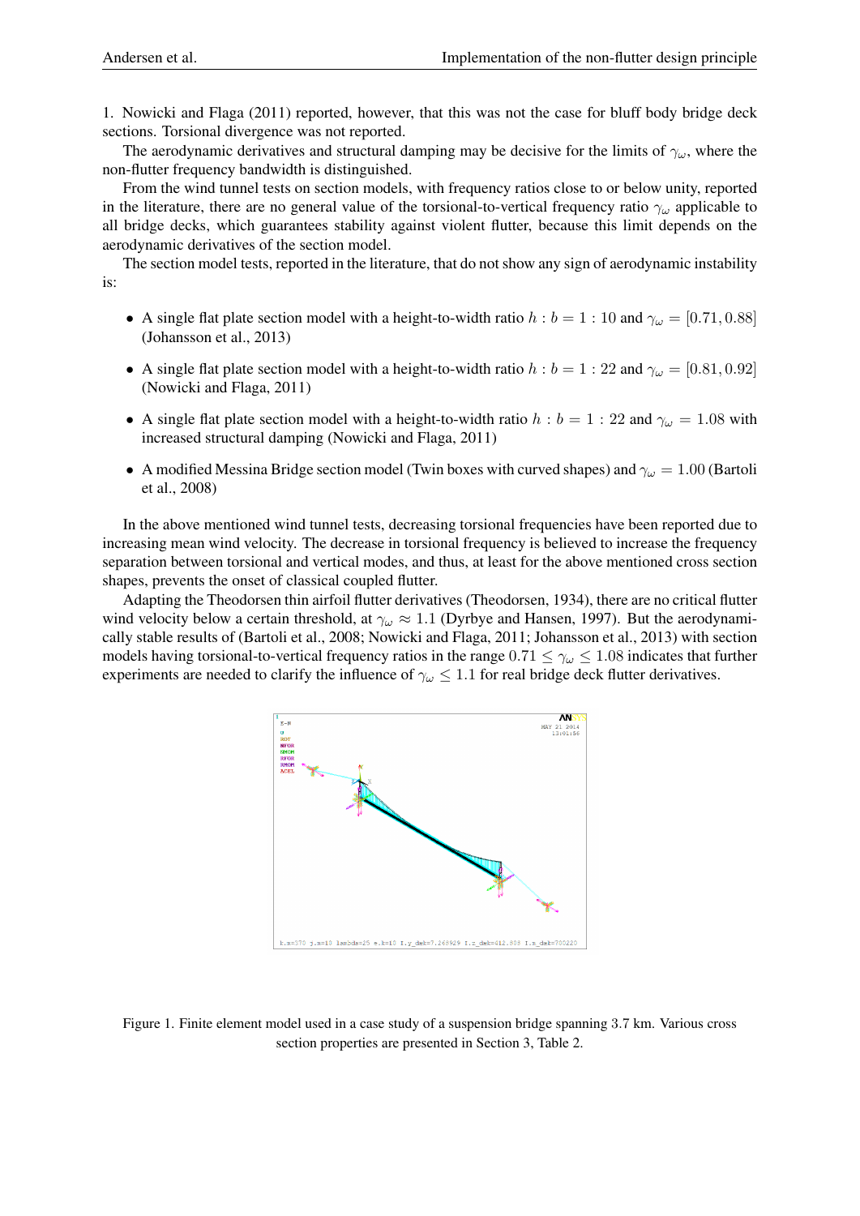1. Nowicki and Flaga (2011) reported, however, that this was not the case for bluff body bridge deck sections. Torsional divergence was not reported.

The aerodynamic derivatives and structural damping may be decisive for the limits of $\gamma_\omega$, where the non-flutter frequency bandwidth is distinguished.

From the wind tunnel tests on section models, with frequency ratios close to or below unity, reported in the literature, there are no general value of the torsional-to-vertical frequency ratio $\gamma_\omega$ applicable to all bridge decks, which guarantees stability against violent flutter, because this limit depends on the aerodynamic derivatives of the section model.

The section model tests, reported in the literature, that do not show any sign of aerodynamic instability is:

- A single flat plate section model with a height-to-width ratio $h : b = 1 : 10$ and $\gamma_\omega = [0.71, 0.88]$ (Johansson et al., 2013)
- A single flat plate section model with a height-to-width ratio $h : b = 1 : 22$ and $\gamma_\omega = [0.81, 0.92]$ (Nowicki and Flaga, 2011)
- A single flat plate section model with a height-to-width ratio $h : b = 1 : 22$ and $\gamma_\omega = 1.08$ with increased structural damping (Nowicki and Flaga, 2011)
- A modified Messina Bridge section model (Twin boxes with curved shapes) and $\gamma_\omega = 1.00$ (Bartoli et al., 2008)

In the above mentioned wind tunnel tests, decreasing torsional frequencies have been reported due to increasing mean wind velocity. The decrease in torsional frequency is believed to increase the frequency separation between torsional and vertical modes, and thus, at least for the above mentioned cross section shapes, prevents the onset of classical coupled flutter.

Adapting the Theodorsen thin airfoil flutter derivatives (Theodorsen, 1934), there are no critical flutter wind velocity below a certain threshold, at $\gamma_\omega \approx 1.1$ (Dyrbye and Hansen, 1997). But the aerodynamically stable results of (Bartoli et al., 2008; Nowicki and Flaga, 2011; Johansson et al., 2013) with section models having torsional-to-vertical frequency ratios in the range $0.71 \leq \gamma_\omega \leq 1.08$ indicates that further experiments are needed to clarify the influence of $\gamma_\omega \leq 1.1$ for real bridge deck flutter derivatives.

Figure 1. Finite element model used in a case study of a suspension bridge spanning 3.7 km. Various cross section properties are presented in Section 3, Table 2.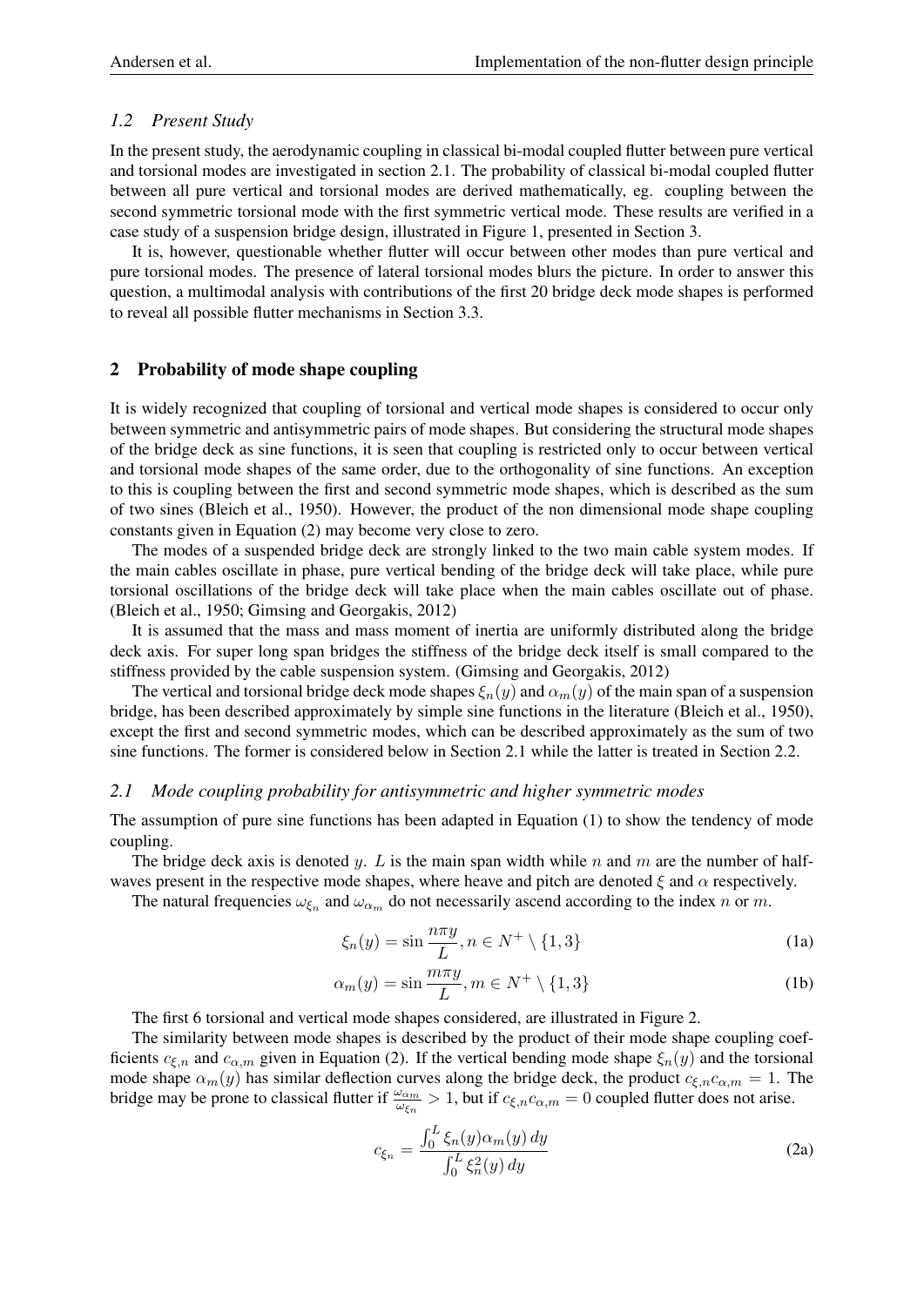### *1.2 Present Study*

In the present study, the aerodynamic coupling in classical bi-modal coupled flutter between pure vertical and torsional modes are investigated in section 2.1. The probability of classical bi-modal coupled flutter between all pure vertical and torsional modes are derived mathematically, eg. coupling between the second symmetric torsional mode with the first symmetric vertical mode. These results are verified in a case study of a suspension bridge design, illustrated in Figure 1, presented in Section 3.

It is, however, questionable whether flutter will occur between other modes than pure vertical and pure torsional modes. The presence of lateral torsional modes blurs the picture. In order to answer this question, a multimodal analysis with contributions of the first 20 bridge deck mode shapes is performed to reveal all possible flutter mechanisms in Section 3.3.

## 2 Probability of mode shape coupling

It is widely recognized that coupling of torsional and vertical mode shapes is considered to occur only between symmetric and antisymmetric pairs of mode shapes. But considering the structural mode shapes of the bridge deck as sine functions, it is seen that coupling is restricted only to occur between vertical and torsional mode shapes of the same order, due to the orthogonality of sine functions. An exception to this is coupling between the first and second symmetric mode shapes, which is described as the sum of two sines (Bleich et al., 1950). However, the product of the non dimensional mode shape coupling constants given in Equation (2) may become very close to zero.

The modes of a suspended bridge deck are strongly linked to the two main cable system modes. If the main cables oscillate in phase, pure vertical bending of the bridge deck will take place, while pure torsional oscillations of the bridge deck will take place when the main cables oscillate out of phase. (Bleich et al., 1950; Gimsing and Georgakis, 2012)

It is assumed that the mass and mass moment of inertia are uniformly distributed along the bridge deck axis. For super long span bridges the stiffness of the bridge deck itself is small compared to the stiffness provided by the cable suspension system. (Gimsing and Georgakis, 2012)

The vertical and torsional bridge deck mode shapes $\xi_n(y)$ and $\alpha_m(y)$ of the main span of a suspension bridge, has been described approximately by simple sine functions in the literature (Bleich et al., 1950), except the first and second symmetric modes, which can be described approximately as the sum of two sine functions. The former is considered below in Section 2.1 while the latter is treated in Section 2.2.

### *2.1 Mode coupling probability for antisymmetric and higher symmetric modes*

The assumption of pure sine functions has been adapted in Equation (1) to show the tendency of mode coupling.

The bridge deck axis is denoted $y$. $L$ is the main span width while $n$ and $m$ are the number of half-waves present in the respective mode shapes, where heave and pitch are denoted $\xi$ and $\alpha$ respectively.

The natural frequencies $\omega_{\xi_n}$ and $\omega_{\alpha_m}$ do not necessarily ascend according to the index $n$ or $m$.

$$\xi_n(y) = \sin\frac{n\pi y}{L}, n \in N^+ \setminus \{1, 3\} \tag{1a}$$

$$\alpha_m(y) = \sin\frac{m\pi y}{L}, m \in N^+ \setminus \{1, 3\} \tag{1b}$$

The first 6 torsional and vertical mode shapes considered, are illustrated in Figure 2.

The similarity between mode shapes is described by the product of their mode shape coupling coefficients $c_{\xi,n}$ and $c_{\alpha,m}$ given in Equation (2). If the vertical bending mode shape $\xi_n(y)$ and the torsional mode shape $\alpha_m(y)$ has similar deflection curves along the bridge deck, the product $c_{\xi,n}c_{\alpha,m} = 1$. The bridge may be prone to classical flutter if $\frac{\omega_{\alpha m}}{\omega_{\xi n}} > 1$, but if $c_{\xi,n}c_{\alpha,m} = 0$ coupled flutter does not arise.

$$c_{\xi_n} = \frac{\int_0^L \xi_n(y)\alpha_m(y)\, dy}{\int_0^L \xi_n^2(y)\, dy} \tag{2a}$$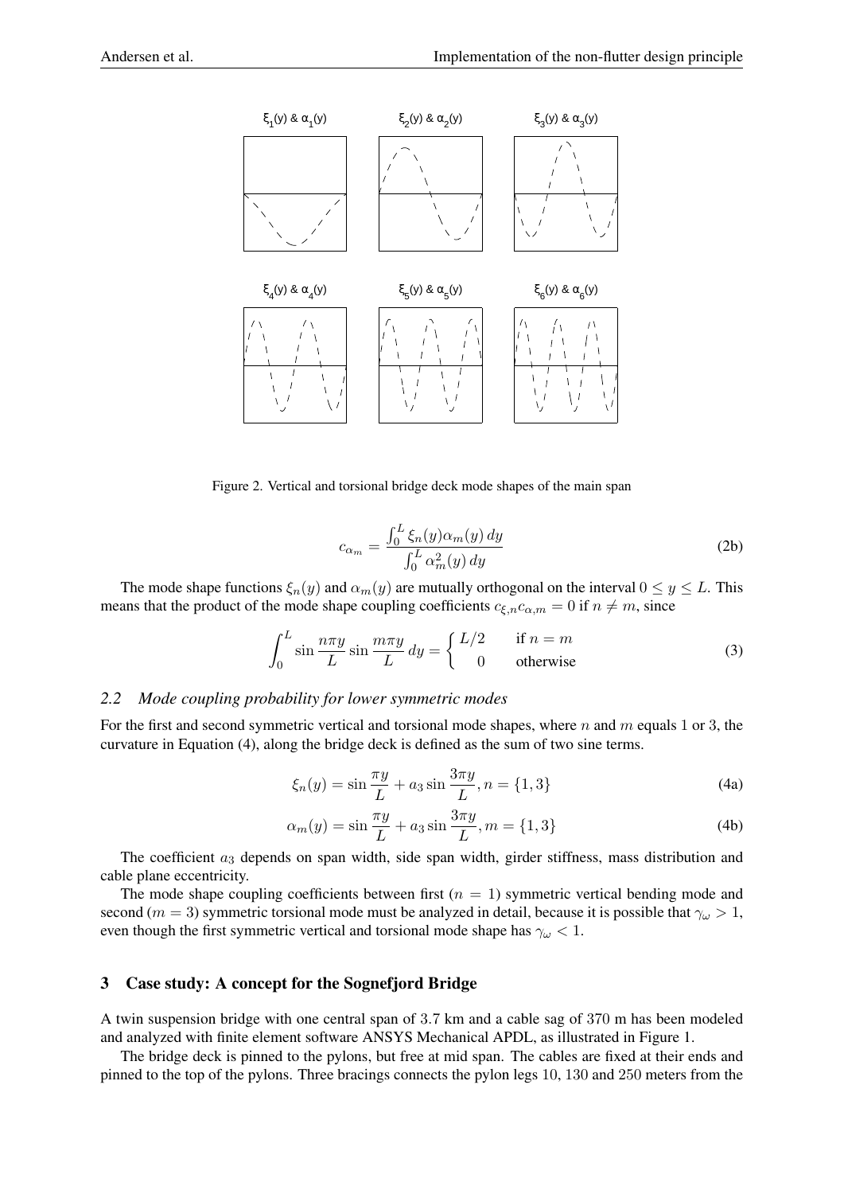ξ1(y) & α1(y)

ξ2(y) & α2(y)

ξ3(y) & α3(y)

ξ4(y) & α4(y)

ξ5(y) & α5(y)

ξ6(y) & α6(y)

Figure 2. Vertical and torsional bridge deck mode shapes of the main span

$$c_{\alpha_m} = \frac{\int_0^L \xi_n(y)\alpha_m(y)\,dy}{\int_0^L \alpha_m^2(y)\,dy} \tag{2b}$$

The mode shape functions $\xi_n(y)$ and $\alpha_m(y)$ are mutually orthogonal on the interval $0 \leq y \leq L$. This means that the product of the mode shape coupling coefficients $c_{\xi,n}c_{\alpha,m} = 0$ if $n \neq m$, since

$$\int_0^L \sin\frac{n\pi y}{L}\sin\frac{m\pi y}{L}\,dy = \begin{cases} L/2 & \text{if } n = m \\ 0 & \text{otherwise} \end{cases} \tag{3}$$

### 2.2 *Mode coupling probability for lower symmetric modes*

For the first and second symmetric vertical and torsional mode shapes, where $n$ and $m$ equals 1 or 3, the curvature in Equation (4), along the bridge deck is defined as the sum of two sine terms.

$$\xi_n(y) = \sin\frac{\pi y}{L} + a_3\sin\frac{3\pi y}{L}, n = \{1, 3\} \tag{4a}$$

$$\alpha_m(y) = \sin\frac{\pi y}{L} + a_3\sin\frac{3\pi y}{L}, m = \{1, 3\} \tag{4b}$$

The coefficient $a_3$ depends on span width, side span width, girder stiffness, mass distribution and cable plane eccentricity.

The mode shape coupling coefficients between first ($n = 1$) symmetric vertical bending mode and second ($m = 3$) symmetric torsional mode must be analyzed in detail, because it is possible that $\gamma_\omega > 1$, even though the first symmetric vertical and torsional mode shape has $\gamma_\omega < 1$.

## 3 Case study: A concept for the Sognefjord Bridge

A twin suspension bridge with one central span of 3.7 km and a cable sag of 370 m has been modeled and analyzed with finite element software ANSYS Mechanical APDL, as illustrated in Figure 1.

The bridge deck is pinned to the pylons, but free at mid span. The cables are fixed at their ends and pinned to the top of the pylons. Three bracings connects the pylon legs 10, 130 and 250 meters from the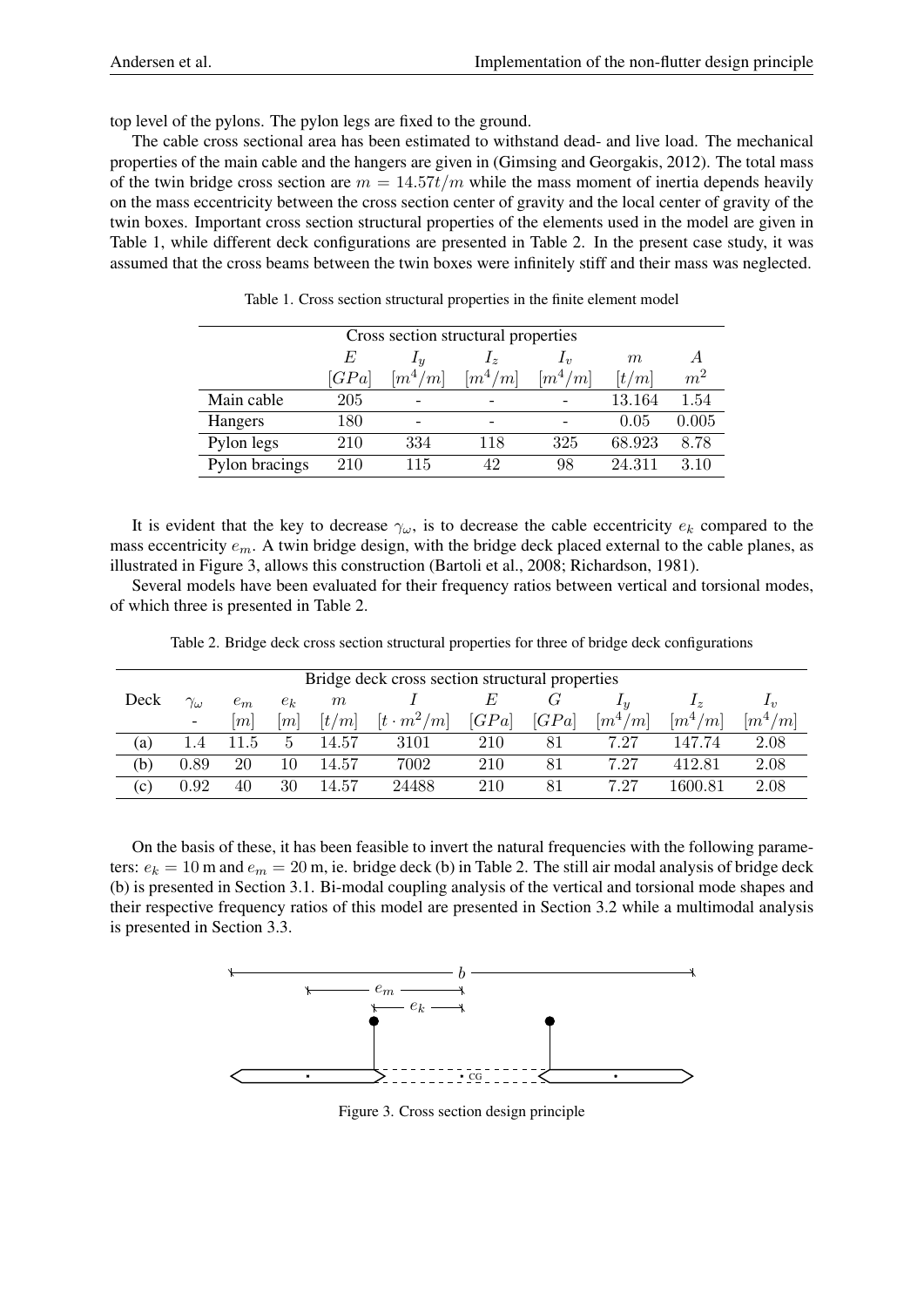top level of the pylons. The pylon legs are fixed to the ground.

The cable cross sectional area has been estimated to withstand dead- and live load. The mechanical properties of the main cable and the hangers are given in (Gimsing and Georgakis, 2012). The total mass of the twin bridge cross section are $m = 14.57t/m$ while the mass moment of inertia depends heavily on the mass eccentricity between the cross section center of gravity and the local center of gravity of the twin boxes. Important cross section structural properties of the elements used in the model are given in Table 1, while different deck configurations are presented in Table 2. In the present case study, it was assumed that the cross beams between the twin boxes were infinitely stiff and their mass was neglected.

Table 1. Cross section structural properties in the finite element model

| Cross section structural properties | | | | | | |
|---|---|---|---|---|---|---|
| | $E$ | $I_y$ | $I_z$ | $I_v$ | $m$ | $A$ |
| | $[GPa]$ | $[m^4/m]$ | $[m^4/m]$ | $[m^4/m]$ | $[t/m]$ | $m^2$ |
| Main cable | 205 | - | - | - | 13.164 | 1.54 |
| Hangers | 180 | - | - | - | 0.05 | 0.005 |
| Pylon legs | 210 | 334 | 118 | 325 | 68.923 | 8.78 |
| Pylon bracings | 210 | 115 | 42 | 98 | 24.311 | 3.10 |

It is evident that the key to decrease $\gamma_\omega$, is to decrease the cable eccentricity $e_k$ compared to the mass eccentricity $e_m$. A twin bridge design, with the bridge deck placed external to the cable planes, as illustrated in Figure 3, allows this construction (Bartoli et al., 2008; Richardson, 1981).

Several models have been evaluated for their frequency ratios between vertical and torsional modes, of which three is presented in Table 2.

Table 2. Bridge deck cross section structural properties for three of bridge deck configurations

| Bridge deck cross section structural properties | | | | | | | | | | |
|---|---|---|---|---|---|---|---|---|---|---|
| Deck | $\gamma_\omega$ | $e_m$ | $e_k$ | $m$ | $I$ | $E$ | $G$ | $I_y$ | $I_z$ | $I_v$ |
| | - | $[m]$ | $[m]$ | $[t/m]$ | $[t \cdot m^2/m]$ | $[GPa]$ | $[GPa]$ | $[m^4/m]$ | $[m^4/m]$ | $[m^4/m]$ |
| (a) | 1.4 | 11.5 | 5 | 14.57 | 3101 | 210 | 81 | 7.27 | 147.74 | 2.08 |
| (b) | 0.89 | 20 | 10 | 14.57 | 7002 | 210 | 81 | 7.27 | 412.81 | 2.08 |
| (c) | 0.92 | 40 | 30 | 14.57 | 24488 | 210 | 81 | 7.27 | 1600.81 | 2.08 |

On the basis of these, it has been feasible to invert the natural frequencies with the following parameters: $e_k = 10$ m and $e_m = 20$ m, ie. bridge deck (b) in Table 2. The still air modal analysis of bridge deck (b) is presented in Section 3.1. Bi-modal coupling analysis of the vertical and torsional mode shapes and their respective frequency ratios of this model are presented in Section 3.2 while a multimodal analysis is presented in Section 3.3.

$b$

$e_m$

$e_k$

CG

Figure 3. Cross section design principle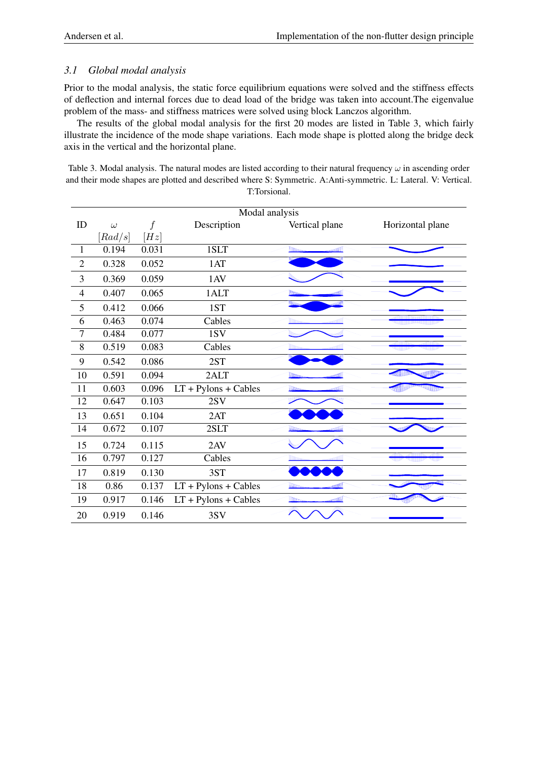### 3.1 Global modal analysis

Prior to the modal analysis, the static force equilibrium equations were solved and the stiffness effects of deflection and internal forces due to dead load of the bridge was taken into account.The eigenvalue problem of the mass- and stiffness matrices were solved using block Lanczos algorithm.

The results of the global modal analysis for the first 20 modes are listed in Table 3, which fairly illustrate the incidence of the mode shape variations. Each mode shape is plotted along the bridge deck axis in the vertical and the horizontal plane.

Table 3. Modal analysis. The natural modes are listed according to their natural frequency $\omega$ in ascending order and their mode shapes are plotted and described where S: Symmetric. A:Anti-symmetric. L: Lateral. V: Vertical. T:Torsional.

| Modal analysis | | | | | |
|---|---|---|---|---|---|
| ID | $\omega$ $[Rad/s]$ | $f$ $[Hz]$ | Description | Vertical plane | Horizontal plane |
| 1 | 0.194 | 0.031 | 1SLT | | |
| 2 | 0.328 | 0.052 | 1AT | | |
| 3 | 0.369 | 0.059 | 1AV | | |
| 4 | 0.407 | 0.065 | 1ALT | | |
| 5 | 0.412 | 0.066 | 1ST | | |
| 6 | 0.463 | 0.074 | Cables | | |
| 7 | 0.484 | 0.077 | 1SV | | |
| 8 | 0.519 | 0.083 | Cables | | |
| 9 | 0.542 | 0.086 | 2ST | | |
| 10 | 0.591 | 0.094 | 2ALT | | |
| 11 | 0.603 | 0.096 | LT + Pylons + Cables | | |
| 12 | 0.647 | 0.103 | 2SV | | |
| 13 | 0.651 | 0.104 | 2AT | | |
| 14 | 0.672 | 0.107 | 2SLT | | |
| 15 | 0.724 | 0.115 | 2AV | | |
| 16 | 0.797 | 0.127 | Cables | | |
| 17 | 0.819 | 0.130 | 3ST | | |
| 18 | 0.86 | 0.137 | LT + Pylons + Cables | | |
| 19 | 0.917 | 0.146 | LT + Pylons + Cables | | |
| 20 | 0.919 | 0.146 | 3SV | | |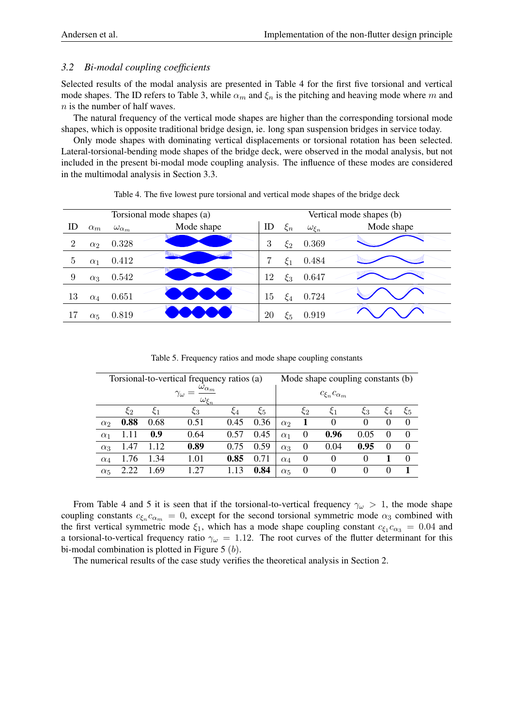### 3.2 Bi-modal coupling coefficients

Selected results of the modal analysis are presented in Table 4 for the first five torsional and vertical mode shapes. The ID refers to Table 3, while $\alpha_m$ and $\xi_n$ is the pitching and heaving mode where $m$ and $n$ is the number of half waves.

The natural frequency of the vertical mode shapes are higher than the corresponding torsional mode shapes, which is opposite traditional bridge design, ie. long span suspension bridges in service today.

Only mode shapes with dominating vertical displacements or torsional rotation has been selected. Lateral-torsional-bending mode shapes of the bridge deck, were observed in the modal analysis, but not included in the present bi-modal mode coupling analysis. The influence of these modes are considered in the multimodal analysis in Section 3.3.

Table 4. The five lowest pure torsional and vertical mode shapes of the bridge deck

| Torsional mode shapes (a) | | | | Vertical mode shapes (b) | | | |
|---|---|---|---|---|---|---|---|
| ID | $\alpha_m$ | $\omega_{\alpha_m}$ | Mode shape | ID | $\xi_n$ | $\omega_{\xi_n}$ | Mode shape |
| 2 | $\alpha_2$ | 0.328 | | 3 | $\xi_2$ | 0.369 | |
| 5 | $\alpha_1$ | 0.412 | | 7 | $\xi_1$ | 0.484 | |
| 9 | $\alpha_3$ | 0.542 | | 12 | $\xi_3$ | 0.647 | |
| 13 | $\alpha_4$ | 0.651 | | 15 | $\xi_4$ | 0.724 | |
| 17 | $\alpha_5$ | 0.819 | | 20 | $\xi_5$ | 0.919 | |

Table 5. Frequency ratios and mode shape coupling constants

| Torsional-to-vertical frequency ratios (a) $\gamma_\omega = \frac{\omega_{\alpha_m}}{\omega_{\xi_n}}$ | | | | | | Mode shape coupling constants (b) $c_{\xi_n} c_{\alpha_m}$ | | | | | |
|---|---|---|---|---|---|---|---|---|---|---|---|
| | $\xi_2$ | $\xi_1$ | $\xi_3$ | $\xi_4$ | $\xi_5$ | | $\xi_2$ | $\xi_1$ | $\xi_3$ | $\xi_4$ | $\xi_5$ |
| $\alpha_2$ | **0.88** | 0.68 | 0.51 | 0.45 | 0.36 | $\alpha_2$ | **1** | 0 | 0 | 0 | 0 |
| $\alpha_1$ | 1.11 | **0.9** | 0.64 | 0.57 | 0.45 | $\alpha_1$ | 0 | **0.96** | 0.05 | 0 | 0 |
| $\alpha_3$ | 1.47 | 1.12 | **0.89** | 0.75 | 0.59 | $\alpha_3$ | 0 | 0.04 | **0.95** | 0 | 0 |
| $\alpha_4$ | 1.76 | 1.34 | 1.01 | **0.85** | 0.71 | $\alpha_4$ | 0 | 0 | 0 | **1** | 0 |
| $\alpha_5$ | 2.22 | 1.69 | 1.27 | 1.13 | **0.84** | $\alpha_5$ | 0 | 0 | 0 | 0 | **1** |

From Table 4 and 5 it is seen that if the torsional-to-vertical frequency $\gamma_\omega > 1$, the mode shape coupling constants $c_{\xi_n} c_{\alpha_m} = 0$, except for the second torsional symmetric mode $\alpha_3$ combined with the first vertical symmetric mode $\xi_1$, which has a mode shape coupling constant $c_{\xi_1} c_{\alpha_3} = 0.04$ and a torsional-to-vertical frequency ratio $\gamma_\omega = 1.12$. The root curves of the flutter determinant for this bi-modal combination is plotted in Figure 5 $(b)$.

The numerical results of the case study verifies the theoretical analysis in Section 2.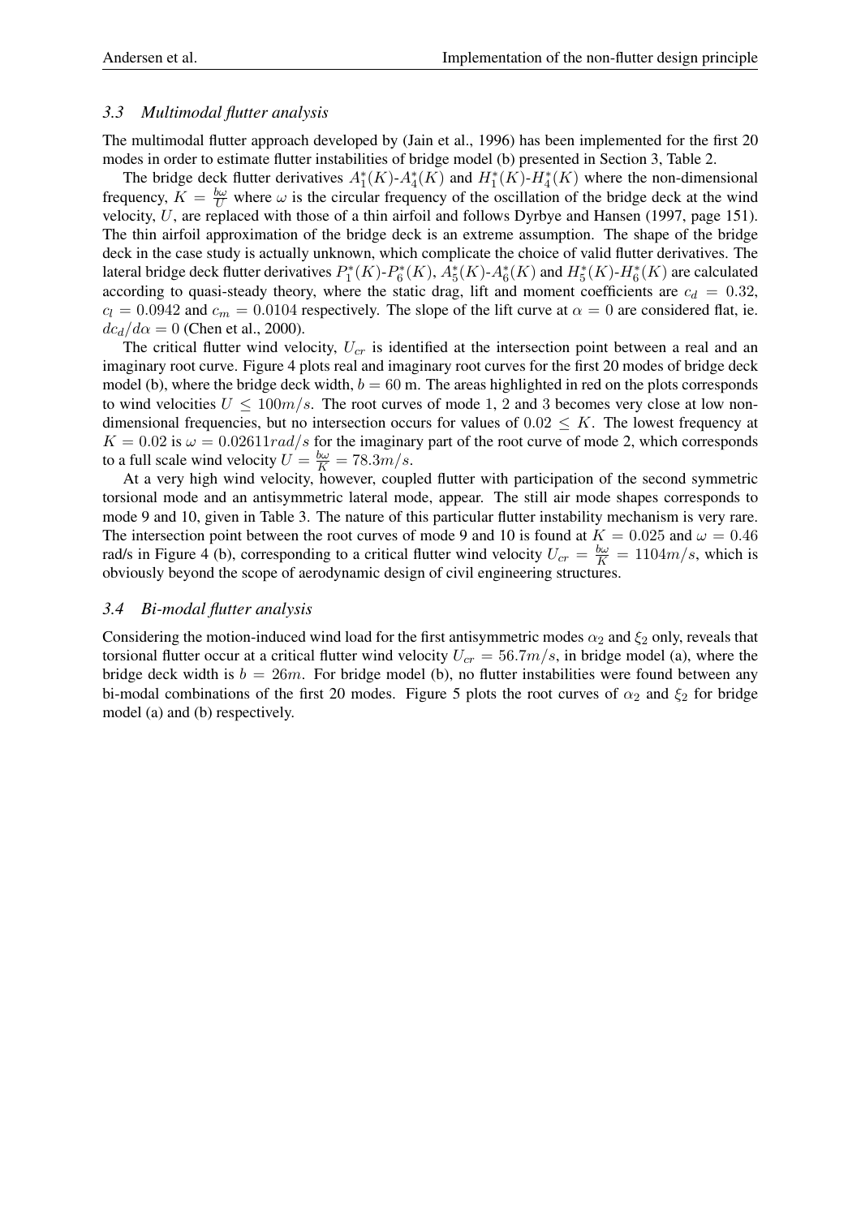### 3.3 Multimodal flutter analysis

The multimodal flutter approach developed by (Jain et al., 1996) has been implemented for the first 20 modes in order to estimate flutter instabilities of bridge model (b) presented in Section 3, Table 2.

The bridge deck flutter derivatives $A_1^*(K)$-$A_4^*(K)$ and $H_1^*(K)$-$H_4^*(K)$ where the non-dimensional frequency, $K = \frac{b\omega}{U}$ where $\omega$ is the circular frequency of the oscillation of the bridge deck at the wind velocity, $U$, are replaced with those of a thin airfoil and follows Dyrbye and Hansen (1997, page 151). The thin airfoil approximation of the bridge deck is an extreme assumption. The shape of the bridge deck in the case study is actually unknown, which complicate the choice of valid flutter derivatives. The lateral bridge deck flutter derivatives $P_1^*(K)$-$P_6^*(K)$, $A_5^*(K)$-$A_6^*(K)$ and $H_5^*(K)$-$H_6^*(K)$ are calculated according to quasi-steady theory, where the static drag, lift and moment coefficients are $c_d = 0.32$, $c_l = 0.0942$ and $c_m = 0.0104$ respectively. The slope of the lift curve at $\alpha = 0$ are considered flat, ie. $dc_d/d\alpha = 0$ (Chen et al., 2000).

The critical flutter wind velocity, $U_{cr}$ is identified at the intersection point between a real and an imaginary root curve. Figure 4 plots real and imaginary root curves for the first 20 modes of bridge deck model (b), where the bridge deck width, $b = 60$ m. The areas highlighted in red on the plots corresponds to wind velocities $U \leq 100m/s$. The root curves of mode 1, 2 and 3 becomes very close at low non-dimensional frequencies, but no intersection occurs for values of $0.02 \leq K$. The lowest frequency at $K = 0.02$ is $\omega = 0.02611rad/s$ for the imaginary part of the root curve of mode 2, which corresponds to a full scale wind velocity $U = \frac{b\omega}{K} = 78.3m/s$.

At a very high wind velocity, however, coupled flutter with participation of the second symmetric torsional mode and an antisymmetric lateral mode, appear. The still air mode shapes corresponds to mode 9 and 10, given in Table 3. The nature of this particular flutter instability mechanism is very rare. The intersection point between the root curves of mode 9 and 10 is found at $K = 0.025$ and $\omega = 0.46$ rad/s in Figure 4 (b), corresponding to a critical flutter wind velocity $U_{cr} = \frac{b\omega}{K} = 1104m/s$, which is obviously beyond the scope of aerodynamic design of civil engineering structures.

### 3.4 Bi-modal flutter analysis

Considering the motion-induced wind load for the first antisymmetric modes $\alpha_2$ and $\xi_2$ only, reveals that torsional flutter occur at a critical flutter wind velocity $U_{cr} = 56.7m/s$, in bridge model (a), where the bridge deck width is $b = 26m$. For bridge model (b), no flutter instabilities were found between any bi-modal combinations of the first 20 modes. Figure 5 plots the root curves of $\alpha_2$ and $\xi_2$ for bridge model (a) and (b) respectively.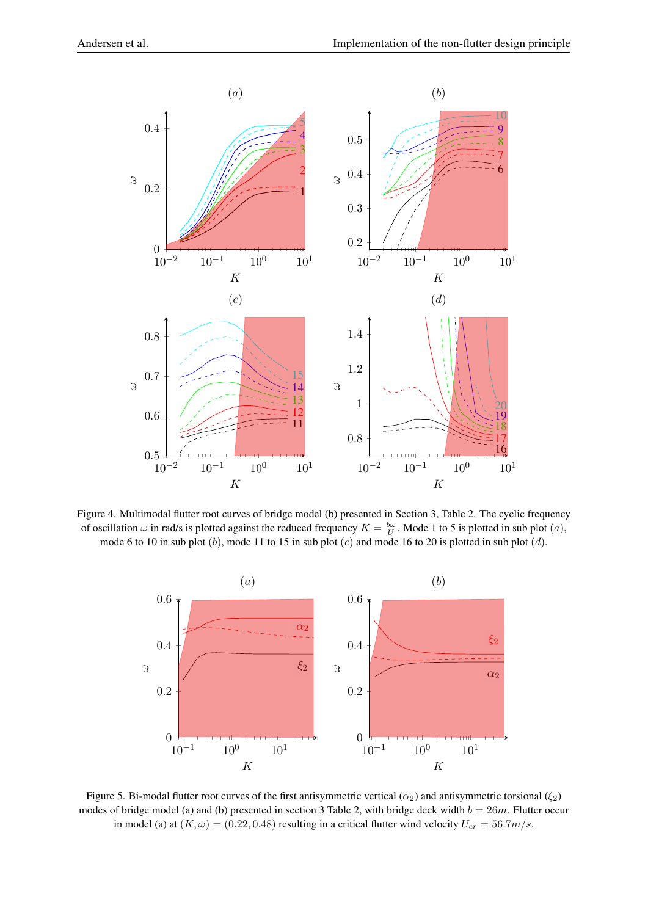(a)

0.4
0.2
0
$\omega$
$10^{-2}$ $10^{-1}$ $10^{0}$ $10^{1}$
$K$
5
4
3
2
1

(b)

0.5
0.4
0.3
0.2
$\omega$
$10^{-2}$ $10^{-1}$ $10^{0}$ $10^{1}$
$K$
10
9
8
7
6

(c)

0.8
0.7
0.6
0.5
$\omega$
$10^{-2}$ $10^{-1}$ $10^{0}$ $10^{1}$
$K$
15
14
13
12
11

(d)

1.4
1.2
1
0.8
$\omega$
$10^{-2}$ $10^{-1}$ $10^{0}$ $10^{1}$
$K$
20
19
18
17
16

Figure 4. Multimodal flutter root curves of bridge model (b) presented in Section 3, Table 2. The cyclic frequency of oscillation $\omega$ in rad/s is plotted against the reduced frequency $K = \frac{b\omega}{U}$. Mode 1 to 5 is plotted in sub plot $(a)$, mode 6 to 10 in sub plot $(b)$, mode 11 to 15 in sub plot $(c)$ and mode 16 to 20 is plotted in sub plot $(d)$.

(a)

0.6
0.4
0.2
0
$\omega$
$10^{-1}$ $10^{0}$ $10^{1}$
$K$
$\alpha_2$
$\xi_2$

(b)

0.6
0.4
0.2
0
$\omega$
$10^{-1}$ $10^{0}$ $10^{1}$
$K$
$\xi_2$
$\alpha_2$

Figure 5. Bi-modal flutter root curves of the first antisymmetric vertical ($\alpha_2$) and antisymmetric torsional ($\xi_2$) modes of bridge model (a) and (b) presented in section 3 Table 2, with bridge deck width $b = 26m$. Flutter occur in model (a) at $(K, \omega) = (0.22, 0.48)$ resulting in a critical flutter wind velocity $U_{cr} = 56.7m/s$.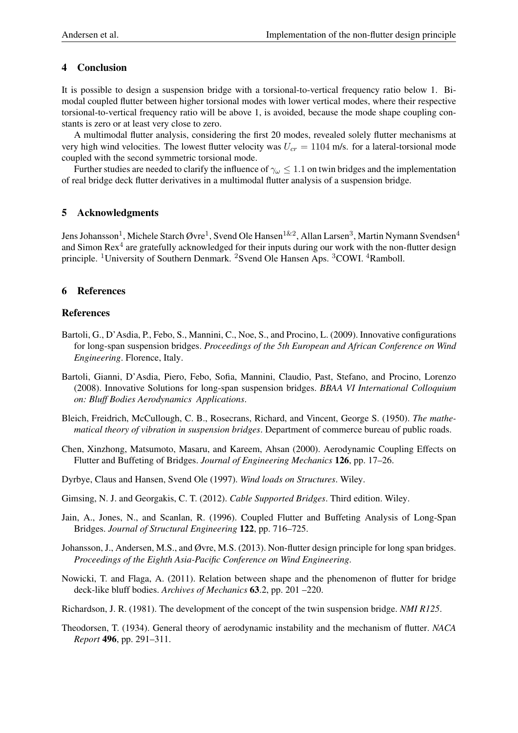## 4 Conclusion

It is possible to design a suspension bridge with a torsional-to-vertical frequency ratio below 1. Bimodal coupled flutter between higher torsional modes with lower vertical modes, where their respective torsional-to-vertical frequency ratio will be above 1, is avoided, because the mode shape coupling constants is zero or at least very close to zero.

A multimodal flutter analysis, considering the first 20 modes, revealed solely flutter mechanisms at very high wind velocities. The lowest flutter velocity was $U_{cr} = 1104$ m/s. for a lateral-torsional mode coupled with the second symmetric torsional mode.

Further studies are needed to clarify the influence of $\gamma_\omega \leq 1.1$ on twin bridges and the implementation of real bridge deck flutter derivatives in a multimodal flutter analysis of a suspension bridge.

## 5 Acknowledgments

Jens Johansson[1], Michele Starch Øvre[1], Svend Ole Hansen[1&2], Allan Larsen[3], Martin Nymann Svendsen[4] and Simon Rex[4] are gratefully acknowledged for their inputs during our work with the non-flutter design principle. [1]University of Southern Denmark. [2]Svend Ole Hansen Aps. [3]COWI. [4]Ramboll.

## 6 References

### References

Bartoli, G., D'Asdia, P., Febo, S., Mannini, C., Noe, S., and Procino, L. (2009). Innovative configurations for long-span suspension bridges. *Proceedings of the 5th European and African Conference on Wind Engineering*. Florence, Italy.

Bartoli, Gianni, D'Asdia, Piero, Febo, Sofia, Mannini, Claudio, Past, Stefano, and Procino, Lorenzo (2008). Innovative Solutions for long-span suspension bridges. *BBAA VI International Colloquium on: Bluff Bodies Aerodynamics Applications*.

Bleich, Freidrich, McCullough, C. B., Rosecrans, Richard, and Vincent, George S. (1950). *The mathematical theory of vibration in suspension bridges*. Department of commerce bureau of public roads.

Chen, Xinzhong, Matsumoto, Masaru, and Kareem, Ahsan (2000). Aerodynamic Coupling Effects on Flutter and Buffeting of Bridges. *Journal of Engineering Mechanics* **126**, pp. 17–26.

Dyrbye, Claus and Hansen, Svend Ole (1997). *Wind loads on Structures*. Wiley.

Gimsing, N. J. and Georgakis, C. T. (2012). *Cable Supported Bridges*. Third edition. Wiley.

Jain, A., Jones, N., and Scanlan, R. (1996). Coupled Flutter and Buffeting Analysis of Long-Span Bridges. *Journal of Structural Engineering* **122**, pp. 716–725.

Johansson, J., Andersen, M.S., and Øvre, M.S. (2013). Non-flutter design principle for long span bridges. *Proceedings of the Eighth Asia-Pacific Conference on Wind Engineering*.

Nowicki, T. and Flaga, A. (2011). Relation between shape and the phenomenon of flutter for bridge deck-like bluff bodies. *Archives of Mechanics* **63**.2, pp. 201 –220.

Richardson, J. R. (1981). The development of the concept of the twin suspension bridge. *NMI R125*.

Theodorsen, T. (1934). General theory of aerodynamic instability and the mechanism of flutter. *NACA Report* **496**, pp. 291–311.